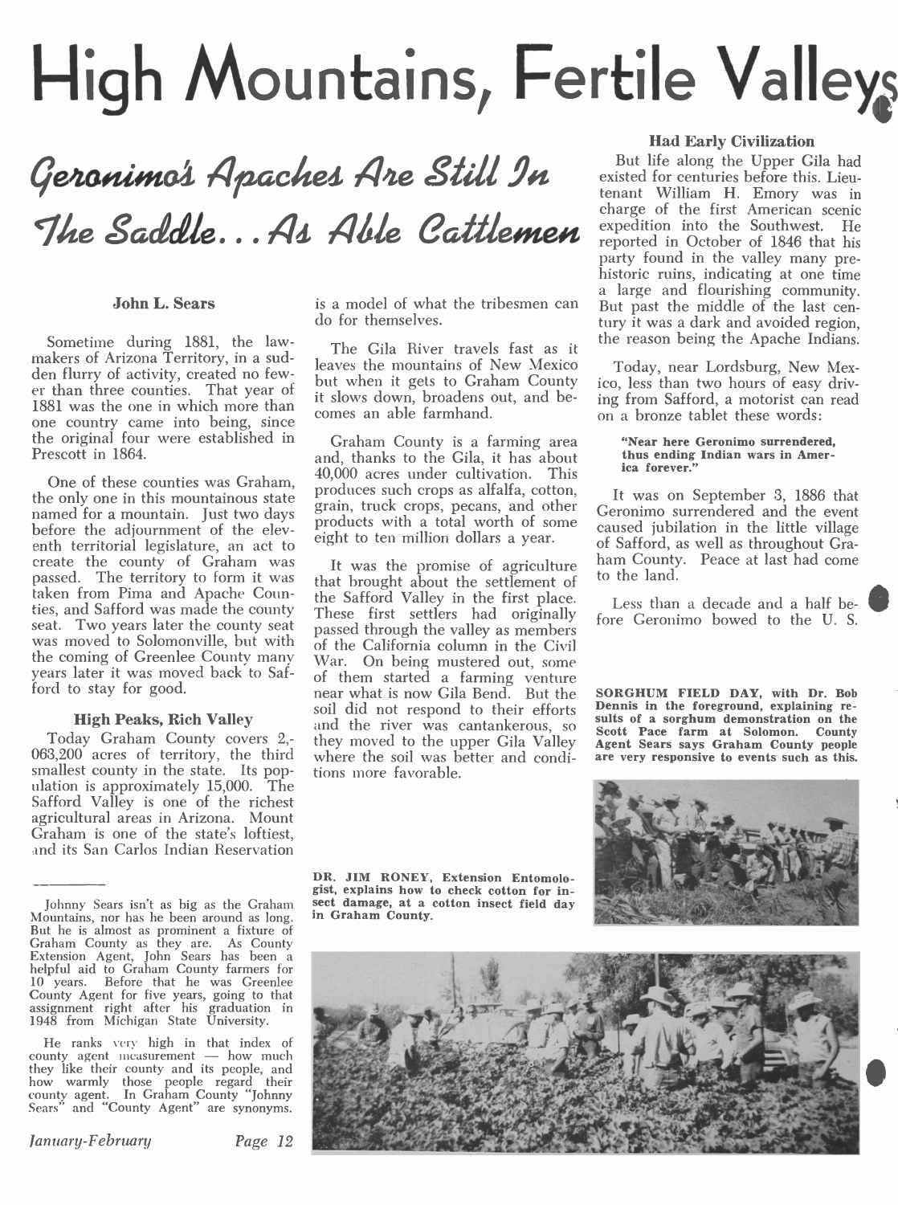# High Mountains, Fertile Valleys

## *Geronimo's Apaches Are Still In The Saddle... As Able Cattlemen*

**John L. Sears**

Sometime during 1881, the lawmakers of Arizona Territory, in a sudden flurry of activity, created no fewer than three counties. That year of 1881 was the one in which more than one country came into being, since the original four were established in Prescott in 1864.

One of these counties was Graham, the only one in this mountainous state named for a mountain. Just two days before the adjournment of the eleventh territorial legislature, an act to create the county of Graham was passed. The territory to form it was taken from Pima and Apache Counties, and Safford was made the county seat. Two years later the county seat was moved to Solomonville, but with the coming of Greenlee County many years later it was moved back to Safford to stay for good.

### High Peaks, Rich Valley

Today Graham County covers 2,063,200 acres of territory, the third smallest county in the state. Its population is approximately 15,000. The Safford Valley is one of the richest agricultural areas in Arizona. Mount Graham is one of the state's loftiest, and its San Carlos Indian Reservation is a model of what the tribesmen can do for themselves.

The Gila River travels fast as it leaves the mountains of New Mexico but when it gets to Graham County it slows down, broadens out, and becomes an able farmhand.

Graham County is a farming area and, thanks to the Gila, it has about 40,000 acres under cultivation. This produces such crops as alfalfa, cotton, grain, truck crops, pecans, and other products with a total worth of some eight to ten million dollars a year.

It was the promise of agriculture that brought about the settlement of the Safford Valley in the first place. These first settlers had originally passed through the valley as members of the California column in the Civil War. On being mustered out, some of them started a farming venture near what is now Gila Bend. But the soil did not respond to their efforts and the river was cantankerous, so they moved to the upper Gila Valley where the soil was better and conditions more favorable.

### Had Early Civilization

But life along the Upper Gila had existed for centuries before this. Lieutenant William H. Emory was in charge of the first American scenic expedition into the Southwest. He reported in October of 1846 that his party found in the valley many prehistoric ruins, indicating at one time a large and flourishing community. But past the middle of the last century it was a dark and avoided region, the reason being the Apache Indians.

Today, near Lordsburg, New Mexico, less than two hours of easy driving from Safford, a motorist can read on a bronze tablet these words:

**"Near here Geronimo surrendered, thus ending Indian wars in America forever."**

It was on September 3, 1886 that Geronimo surrendered and the event caused jubilation in the little village of Safford, as well as throughout Graham County. Peace at last had come to the land.

Less than a decade and a half before Geronimo bowed to the U. S.

---

Johnny Sears isn't as big as the Graham Mountains, nor has he been around as long. But he is almost as prominent a fixture of Graham County as they are. As County Extension Agent, John Sears has been a helpful aid to Graham County farmers for 10 years. Before that he was Greenlee County Agent for five years, going to that assignment right after his graduation in 1948 from Michigan State University.

He ranks very high in that index of county agent measurement — how much they like their county and its people, and how warmly those people regard their county agent. In Graham County "Johnny Sears" and "County Agent" are synonyms.

**SORGHUM FIELD DAY, with Dr. Bob Dennis in the foreground, explaining results of a sorghum demonstration on the Scott Pace farm at Solomon. County Agent Sears says Graham County people are very responsive to events such as this.**

**DR. JIM RONEY, Extension Entomologist, explains how to check cotton for insect damage, at a cotton insect field day in Graham County.**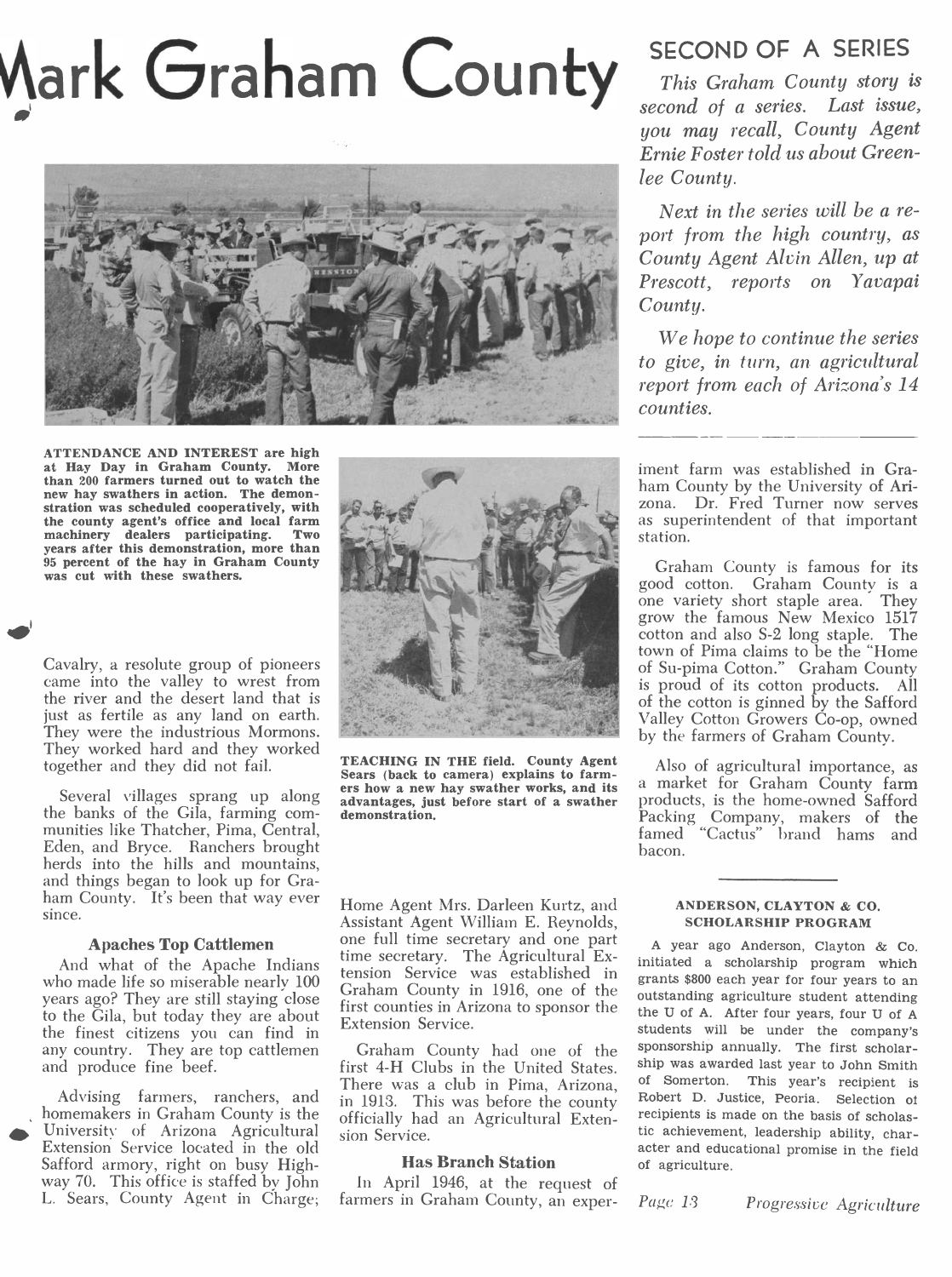# Mark Graham County

## SECOND OF A SERIES

*This Graham County story is second of a series. Last issue, you may recall, County Agent Ernie Foster told us about Greenlee County.*

*Next in the series will be a report from the high country, as County Agent Alvin Allen, up at Prescott, reports on Yavapai County.*

*We hope to continue the series to give, in turn, an agricultural report from each of Arizona's 14 counties.*

**ATTENDANCE AND INTEREST are high at Hay Day in Graham County. More than 200 farmers turned out to watch the new hay swathers in action. The demonstration was scheduled cooperatively, with the county agent's office and local farm machinery dealers participating. Two years after this demonstration, more than 95 percent of the hay in Graham County was cut with these swathers.**

Cavalry, a resolute group of pioneers came into the valley to wrest from the river and the desert land that is just as fertile as any land on earth. They were the industrious Mormons. They worked hard and they worked together and they did not fail.

Several villages sprang up along the banks of the Gila, farming communities like Thatcher, Pima, Central, Eden, and Bryce. Ranchers brought herds into the hills and mountains, and things began to look up for Graham County. It's been that way ever since.

### Apaches Top Cattlemen

And what of the Apache Indians who made life so miserable nearly 100 years ago? They are still staying close to the Gila, but today they are about the finest citizens you can find in any country. They are top cattlemen and produce fine beef.

Advising farmers, ranchers, and homemakers in Graham County is the University of Arizona Agricultural Extension Service located in the old Safford armory, right on busy Highway 70. This office is staffed by John L. Sears, County Agent in Charge; Home Agent Mrs. Darleen Kurtz, and Assistant Agent William E. Reynolds, one full time secretary and one part time secretary. The Agricultural Extension Service was established in Graham County in 1916, one of the first counties in Arizona to sponsor the Extension Service.

**TEACHING IN THE field. County Agent Sears (back to camera) explains to farmers how a new hay swather works, and its advantages, just before start of a swather demonstration.**

Graham County had one of the first 4-H Clubs in the United States. There was a club in Pima, Arizona, in 1913. This was before the county officially had an Agricultural Extension Service.

### Has Branch Station

In April 1946, at the request of farmers in Graham County, an experiment farm was established in Graham County by the University of Arizona. Dr. Fred Turner now serves as superintendent of that important station.

Graham County is famous for its good cotton. Graham County is a one variety short staple area. They grow the famous New Mexico 1517 cotton and also S-2 long staple. The town of Pima claims to be the "Home of Su-pima Cotton." Graham County is proud of its cotton products. All of the cotton is ginned by the Safford Valley Cotton Growers Co-op, owned by the farmers of Graham County.

Also of agricultural importance, as a market for Graham County farm products, is the home-owned Safford Packing Company, makers of the famed "Cactus" brand hams and bacon.

#### ANDERSON, CLAYTON & CO. SCHOLARSHIP PROGRAM

A year ago Anderson, Clayton & Co. initiated a scholarship program which grants $800 each year for four years to an outstanding agriculture student attending the U of A. After four years, four U of A students will be under the company's sponsorship annually. The first scholarship was awarded last year to John Smith of Somerton. This year's recipient is Robert D. Justice, Peoria. Selection of recipients is made on the basis of scholastic achievement, leadership ability, character and educational promise in the field of agriculture.